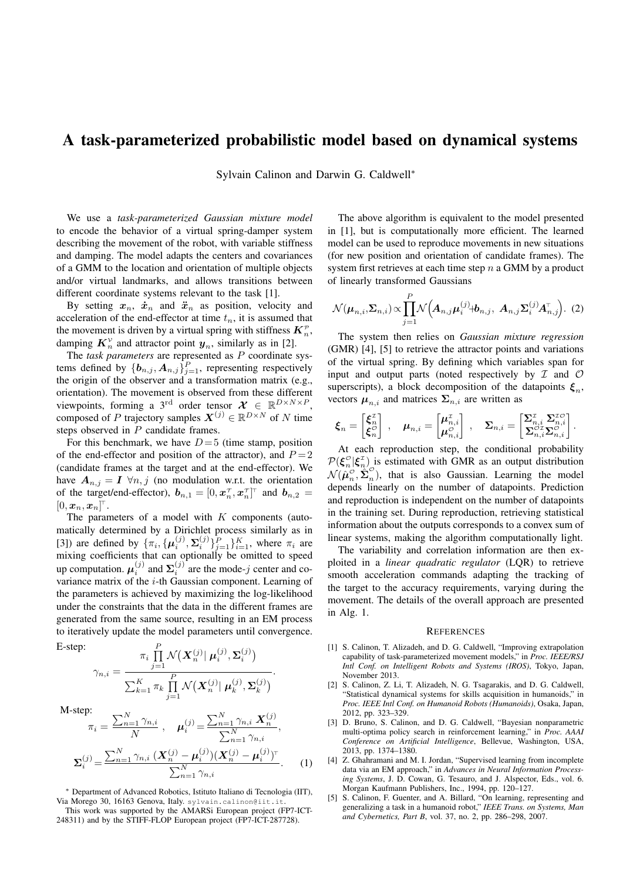# A task-parameterized probabilistic model based on dynamical systems

Sylvain Calinon and Darwin G. Caldwell*

We use a *task-parameterized Gaussian mixture model* to encode the behavior of a virtual spring-damper system describing the movement of the robot, with variable stiffness and damping. The model adapts the centers and covariances of a GMM to the location and orientation of multiple objects and/or virtual landmarks, and allows transitions between different coordinate systems relevant to the task [1].

By setting $\boldsymbol{x}_n$, $\dot{\boldsymbol{x}}_n$ and $\ddot{\boldsymbol{x}}_n$ as position, velocity and acceleration of the end-effector at time $t_n$, it is assumed that the movement is driven by a virtual spring with stiffness $\boldsymbol{K}_n^{\mathcal{P}}$, damping $\boldsymbol{K}_n^{\mathcal{V}}$ and attractor point $\boldsymbol{y}_n$, similarly as in [2].

The *task parameters* are represented as $P$ coordinate systems defined by $\{\boldsymbol{b}_{n,j}, \boldsymbol{A}_{n,j}\}_{j=1}^P$, representing respectively the origin of the observer and a transformation matrix (e.g., orientation). The movement is observed from these different viewpoints, forming a 3[rd] order tensor $\boldsymbol{\mathcal{X}} \in \mathbb{R}^{D\times N\times P}$, composed of $P$ trajectory samples $\boldsymbol{X}^{(j)} \in \mathbb{R}^{D\times N}$ of $N$ time steps observed in $P$ candidate frames.

For this benchmark, we have $D=5$ (time stamp, position of the end-effector and position of the attractor), and $P=2$ (candidate frames at the target and at the end-effector). We have $\boldsymbol{A}_{n,j} = \boldsymbol{I}\ \forall n, j$ (no modulation w.r.t. the orientation of the target/end-effector), $\boldsymbol{b}_{n,1} = [0, \boldsymbol{x}_n^\top, \boldsymbol{x}_n^\top]^\top$ and $\boldsymbol{b}_{n,2} = [0, \boldsymbol{x}_n, \boldsymbol{x}_n]^\top$.

The parameters of a model with $K$ components (automatically determined by a Dirichlet process similarly as in [3]) are defined by $\{\pi_i, \{\boldsymbol{\mu}_i^{(j)}, \boldsymbol{\Sigma}_i^{(j)}\}_{j=1}^P\}_{i=1}^K$, where $\pi_i$ are mixing coefficients that can optionally be omitted to speed up computation. $\boldsymbol{\mu}_i^{(j)}$ and $\boldsymbol{\Sigma}_i^{(j)}$ are the mode-$j$ center and covariance matrix of the $i$-th Gaussian component. Learning of the parameters is achieved by maximizing the log-likelihood under the constraints that the data in the different frames are generated from the same source, resulting in an EM process to iteratively update the model parameters until convergence.

E-step:

$$\gamma_{n,i} = \frac{\pi_i \prod_{j=1}^{P} \mathcal{N}\big(\boldsymbol{X}_n^{(j)} |\ \boldsymbol{\mu}_i^{(j)}, \boldsymbol{\Sigma}_i^{(j)}\big)}{\sum_{k=1}^K \pi_k \prod_{j=1}^{P} \mathcal{N}\big(\boldsymbol{X}_n^{(j)} |\ \boldsymbol{\mu}_k^{(j)}, \boldsymbol{\Sigma}_k^{(j)}\big)}.$$

M-step:

$$\pi_i = \frac{\sum_{n=1}^N \gamma_{n,i}}{N}\ , \quad \boldsymbol{\mu}_i^{(j)} = \frac{\sum_{n=1}^N \gamma_{n,i}\ \boldsymbol{X}_n^{(j)}}{\sum_{n=1}^N \gamma_{n,i}},$$

$$\boldsymbol{\Sigma}_i^{(j)} = \frac{\sum_{n=1}^N \gamma_{n,i}\ (\boldsymbol{X}_n^{(j)} - \boldsymbol{\mu}_i^{(j)})(\boldsymbol{X}_n^{(j)} - \boldsymbol{\mu}_i^{(j)})^\top}{\sum_{n=1}^N \gamma_{n,i}}. \quad (1)$$

The above algorithm is equivalent to the model presented in [1], but is computationally more efficient. The learned model can be used to reproduce movements in new situations (for new position and orientation of candidate frames). The system first retrieves at each time step $n$ a GMM by a product of linearly transformed Gaussians

$$\mathcal{N}(\boldsymbol{\mu}_{n,i}, \boldsymbol{\Sigma}_{n,i}) \propto \prod_{j=1}^P \mathcal{N}\Big(\boldsymbol{A}_{n,j}\boldsymbol{\mu}_i^{(j)} + \boldsymbol{b}_{n,j},\ \boldsymbol{A}_{n,j}\boldsymbol{\Sigma}_i^{(j)}\boldsymbol{A}_{n,j}^\top\Big). \quad (2)$$

The system then relies on *Gaussian mixture regression* (GMR) [4], [5] to retrieve the attractor points and variations of the virtual spring. By defining which variables span for input and output parts (noted respectively by $\mathcal{I}$ and $\mathcal{O}$ superscripts), a block decomposition of the datapoints $\boldsymbol{\xi}_n$, vectors $\boldsymbol{\mu}_{n,i}$ and matrices $\boldsymbol{\Sigma}_{n,i}$ are written as

$$\boldsymbol{\xi}_n = \begin{bmatrix} \boldsymbol{\xi}_n^{\mathcal{I}} \\ \boldsymbol{\xi}_n^{\mathcal{O}} \end{bmatrix}\ , \quad \boldsymbol{\mu}_{n,i} = \begin{bmatrix} \boldsymbol{\mu}_{n,i}^{\mathcal{I}} \\ \boldsymbol{\mu}_{n,i}^{\mathcal{O}} \end{bmatrix}\ , \quad \boldsymbol{\Sigma}_{n,i} = \begin{bmatrix} \boldsymbol{\Sigma}_{n,i}^{\mathcal{I}} & \boldsymbol{\Sigma}_{n,i}^{\mathcal{I}\mathcal{O}} \\ \boldsymbol{\Sigma}_{n,i}^{\mathcal{O}\mathcal{I}} & \boldsymbol{\Sigma}_{n,i}^{\mathcal{O}} \end{bmatrix}.$$

At each reproduction step, the conditional probability $\mathcal{P}(\boldsymbol{\xi}_n^{\mathcal{O}}|\boldsymbol{\xi}_n^{\mathcal{I}})$ is estimated with GMR as an output distribution $\mathcal{N}(\hat{\boldsymbol{\mu}}_n^{\mathcal{O}}, \hat{\boldsymbol{\Sigma}}_n^{\mathcal{O}})$, that is also Gaussian. Learning the model depends linearly on the number of datapoints. Prediction and reproduction is independent on the number of datapoints in the training set. During reproduction, retrieving statistical information about the outputs corresponds to a convex sum of linear systems, making the algorithm computationally light.

The variability and correlation information are then exploited in a *linear quadratic regulator* (LQR) to retrieve smooth acceleration commands adapting the tracking of the target to the accuracy requirements, varying during the movement. The details of the overall approach are presented in Alg. 1.

## References

[1] S. Calinon, T. Alizadeh, and D. G. Caldwell, "Improving extrapolation capability of task-parameterized movement models," in *Proc. IEEE/RSJ Intl Conf. on Intelligent Robots and Systems (IROS)*, Tokyo, Japan, November 2013.

[2] S. Calinon, Z. Li, T. Alizadeh, N. G. Tsagarakis, and D. G. Caldwell, "Statistical dynamical systems for skills acquisition in humanoids," in *Proc. IEEE Intl Conf. on Humanoid Robots (Humanoids)*, Osaka, Japan, 2012, pp. 323–329.

[3] D. Bruno, S. Calinon, and D. G. Caldwell, "Bayesian nonparametric multi-optima policy search in reinforcement learning," in *Proc. AAAI Conference on Artificial Intelligence*, Bellevue, Washington, USA, 2013, pp. 1374–1380.

[4] Z. Ghahramani and M. I. Jordan, "Supervised learning from incomplete data via an EM approach," in *Advances in Neural Information Processing Systems*, J. D. Cowan, G. Tesauro, and J. Alspector, Eds., vol. 6. Morgan Kaufmann Publishers, Inc., 1994, pp. 120–127.

[5] S. Calinon, F. Guenter, and A. Billard, "On learning, representing and generalizing a task in a humanoid robot," *IEEE Trans. on Systems, Man and Cybernetics, Part B*, vol. 37, no. 2, pp. 286–298, 2007.

* Department of Advanced Robotics, Istituto Italiano di Tecnologia (IIT), Via Morego 30, 16163 Genova, Italy. sylvain.calinon@iit.it.

This work was supported by the AMARSi European project (FP7-ICT-248311) and by the STIFF-FLOP European project (FP7-ICT-287728).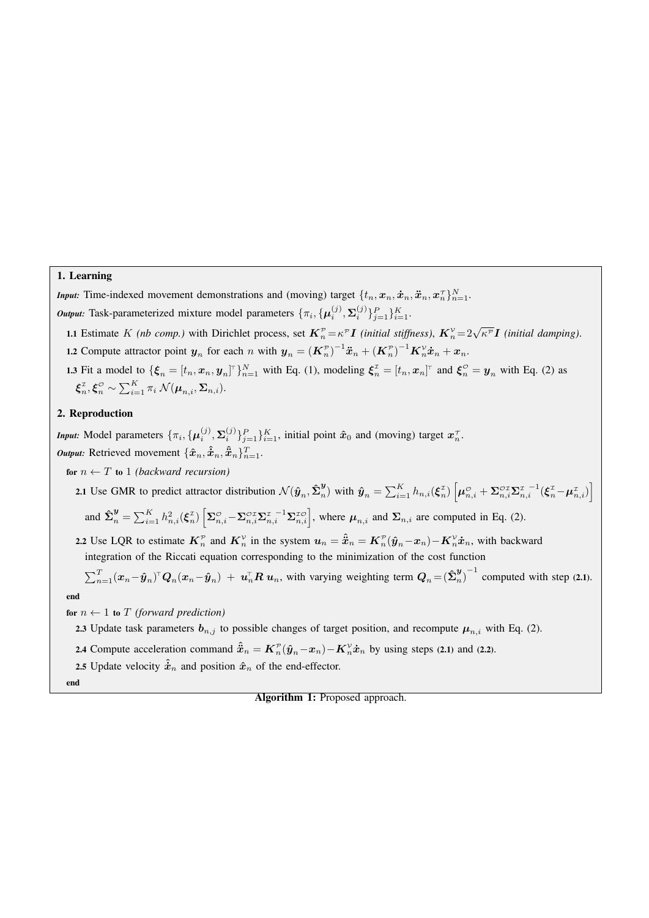**1. Learning**

***Input:*** Time-indexed movement demonstrations and (moving) target $\{t_n, \boldsymbol{x}_n, \dot{\boldsymbol{x}}_n, \ddot{\boldsymbol{x}}_n, \boldsymbol{x}^{\mathcal{T}}_n\}_{n=1}^{N}$.

***Output:*** Task-parameterized mixture model parameters $\{\pi_i, \{\boldsymbol{\mu}_i^{(j)}, \boldsymbol{\Sigma}_i^{(j)}\}_{j=1}^{P}\}_{i=1}^{K}$.

**1.1** Estimate $K$ *(nb comp.)* with Dirichlet process, set $\boldsymbol{K}^{\mathcal{P}}_n = \kappa^{\mathcal{P}} \boldsymbol{I}$ *(initial stiffness)*, $\boldsymbol{K}^{\mathcal{V}}_n = 2\sqrt{\kappa^{\mathcal{P}}} \boldsymbol{I}$ *(initial damping)*.

**1.2** Compute attractor point $\boldsymbol{y}_n$ for each $n$ with $\boldsymbol{y}_n = (\boldsymbol{K}^{\mathcal{P}}_n)^{-1} \ddot{\boldsymbol{x}}_n + (\boldsymbol{K}^{\mathcal{P}}_n)^{-1} \boldsymbol{K}^{\mathcal{V}}_n \dot{\boldsymbol{x}}_n + \boldsymbol{x}_n$.

**1.3** Fit a model to $\{\boldsymbol{\xi}_n = [t_n, \boldsymbol{x}_n, \boldsymbol{y}_n]^\top\}_{n=1}^{N}$ with Eq. (1), modeling $\boldsymbol{\xi}^{\mathcal{I}}_n = [t_n, \boldsymbol{x}_n]^\top$ and $\boldsymbol{\xi}^{\mathcal{O}}_n = \boldsymbol{y}_n$ with Eq. (2) as $\boldsymbol{\xi}^{\mathcal{I}}_n, \boldsymbol{\xi}^{\mathcal{O}}_n \sim \sum_{i=1}^{K} \pi_i \, \mathcal{N}(\boldsymbol{\mu}_{n,i}, \boldsymbol{\Sigma}_{n,i})$.

**2. Reproduction**

***Input:*** Model parameters $\{\pi_i, \{\boldsymbol{\mu}_i^{(j)}, \boldsymbol{\Sigma}_i^{(j)}\}_{j=1}^{P}\}_{i=1}^{K}$, initial point $\hat{\boldsymbol{x}}_0$ and (moving) target $\boldsymbol{x}^{\mathcal{T}}_n$.

***Output:*** Retrieved movement $\{\hat{\boldsymbol{x}}_n, \hat{\dot{\boldsymbol{x}}}_n, \hat{\ddot{\boldsymbol{x}}}_n\}_{n=1}^{T}$.

**for** $n \leftarrow T$ **to** $1$ *(backward recursion)*

**2.1** Use GMR to predict attractor distribution $\mathcal{N}(\hat{\boldsymbol{y}}_n, \hat{\boldsymbol{\Sigma}}^{\boldsymbol{y}}_n)$ with $\hat{\boldsymbol{y}}_n = \sum_{i=1}^{K} h_{n,i}(\boldsymbol{\xi}^{\mathcal{I}}_n) \left[\boldsymbol{\mu}^{\mathcal{O}}_{n,i} + \boldsymbol{\Sigma}^{\mathcal{O}\mathcal{I}}_{n,i} {\boldsymbol{\Sigma}^{\mathcal{I}}_{n,i}}^{-1} (\boldsymbol{\xi}^{\mathcal{I}}_n - \boldsymbol{\mu}^{\mathcal{I}}_{n,i})\right]$ and $\hat{\boldsymbol{\Sigma}}^{\boldsymbol{y}}_n = \sum_{i=1}^{K} h^2_{n,i}(\boldsymbol{\xi}^{\mathcal{I}}_n) \left[\boldsymbol{\Sigma}^{\mathcal{O}}_{n,i} - \boldsymbol{\Sigma}^{\mathcal{O}\mathcal{I}}_{n,i} {\boldsymbol{\Sigma}^{\mathcal{I}}_{n,i}}^{-1} \boldsymbol{\Sigma}^{\mathcal{I}\mathcal{O}}_{n,i}\right]$, where $\boldsymbol{\mu}_{n,i}$ and $\boldsymbol{\Sigma}_{n,i}$ are computed in Eq. (2).

**2.2** Use LQR to estimate $\boldsymbol{K}^{\mathcal{P}}_n$ and $\boldsymbol{K}^{\mathcal{V}}_n$ in the system $\boldsymbol{u}_n = \hat{\ddot{\boldsymbol{x}}}_n = \boldsymbol{K}^{\mathcal{P}}_n (\hat{\boldsymbol{y}}_n - \boldsymbol{x}_n) - \boldsymbol{K}^{\mathcal{V}}_n \dot{\boldsymbol{x}}_n$, with backward integration of the Riccati equation corresponding to the minimization of the cost function $\sum_{n=1}^{T} (\boldsymbol{x}_n - \hat{\boldsymbol{y}}_n)^\top \boldsymbol{Q}_n (\boldsymbol{x}_n - \hat{\boldsymbol{y}}_n) \; + \; \boldsymbol{u}_n^\top \boldsymbol{R} \, \boldsymbol{u}_n$, with varying weighting term $\boldsymbol{Q}_n = (\hat{\boldsymbol{\Sigma}}^{\boldsymbol{y}}_n)^{-1}$ computed with step **(2.1)**.

**end**

**for** $n \leftarrow 1$ **to** $T$ *(forward prediction)*

**2.3** Update task parameters $\boldsymbol{b}_{n,j}$ to possible changes of target position, and recompute $\boldsymbol{\mu}_{n,i}$ with Eq. (2).

**2.4** Compute acceleration command $\hat{\ddot{\boldsymbol{x}}}_n = \boldsymbol{K}^{\mathcal{P}}_n (\hat{\boldsymbol{y}}_n - \boldsymbol{x}_n) - \boldsymbol{K}^{\mathcal{V}}_n \dot{\boldsymbol{x}}_n$ by using steps **(2.1)** and **(2.2)**.

**2.5** Update velocity $\hat{\dot{\boldsymbol{x}}}_n$ and position $\hat{\boldsymbol{x}}_n$ of the end-effector.

**end**

**Algorithm 1:** Proposed approach.